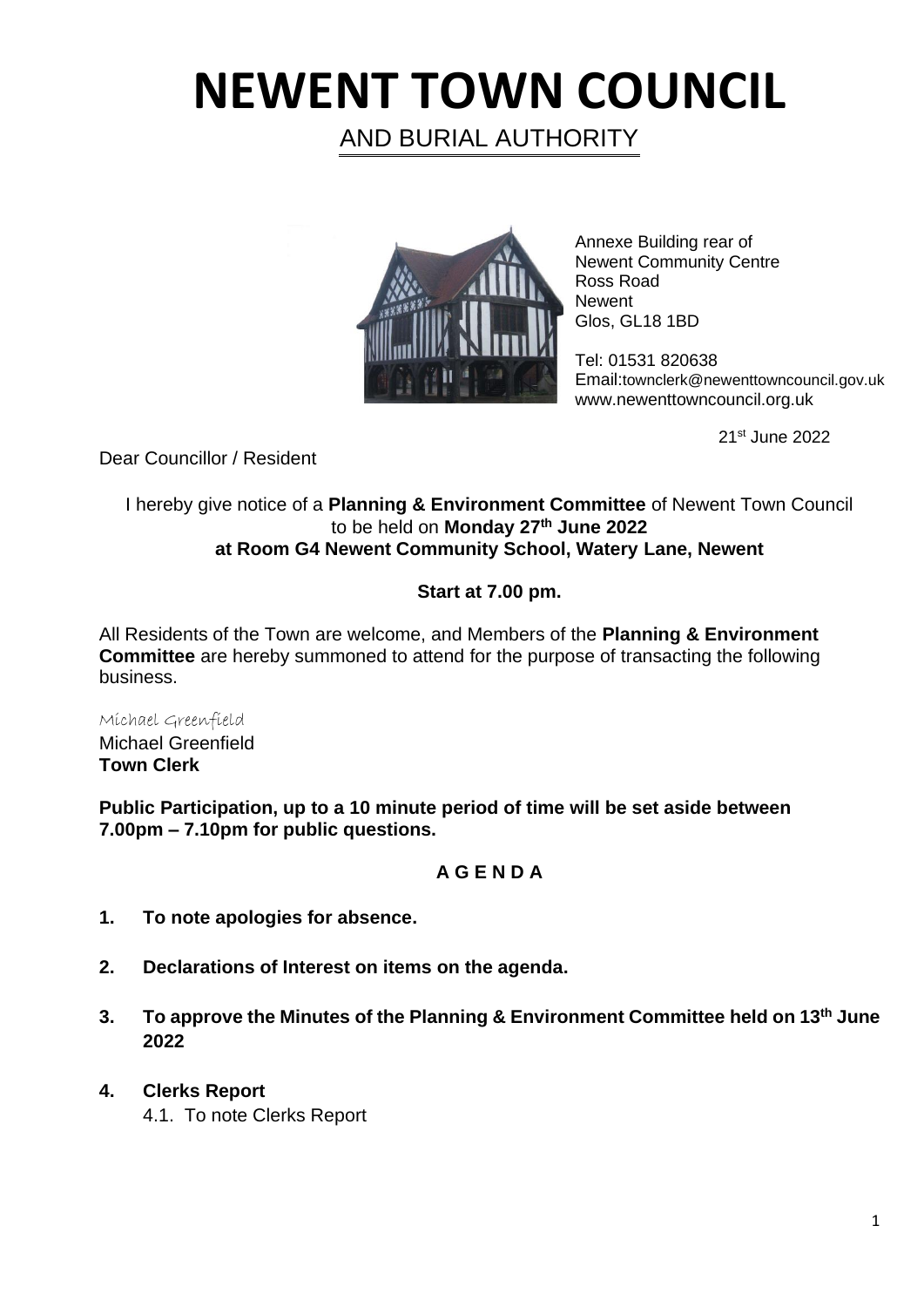# NEWENT TOWN COUNCIL

AND BURIAL AUTHORITY

Annexe Building rear of
Newent Community Centre
Ross Road
Newent
Glos, GL18 1BD

Tel: 01531 820638
Email:townclerk@newenttowncouncil.gov.uk
www.newenttowncouncil.org.uk

21st June 2022

Dear Councillor / Resident

I hereby give notice of a **Planning & Environment Committee** of Newent Town Council to be held on **Monday 27th June 2022 at Room G4 Newent Community School, Watery Lane, Newent**

**Start at 7.00 pm.**

All Residents of the Town are welcome, and Members of the **Planning & Environment Committee** are hereby summoned to attend for the purpose of transacting the following business.

Michael Greenfield

Michael Greenfield
**Town Clerk**

**Public Participation, up to a 10 minute period of time will be set aside between 7.00pm – 7.10pm for public questions.**

**A G E N D A**

1. **To note apologies for absence.**
2. **Declarations of Interest on items on the agenda.**
3. **To approve the Minutes of the Planning & Environment Committee held on 13th June 2022**
4. **Clerks Report**
   4.1. To note Clerks Report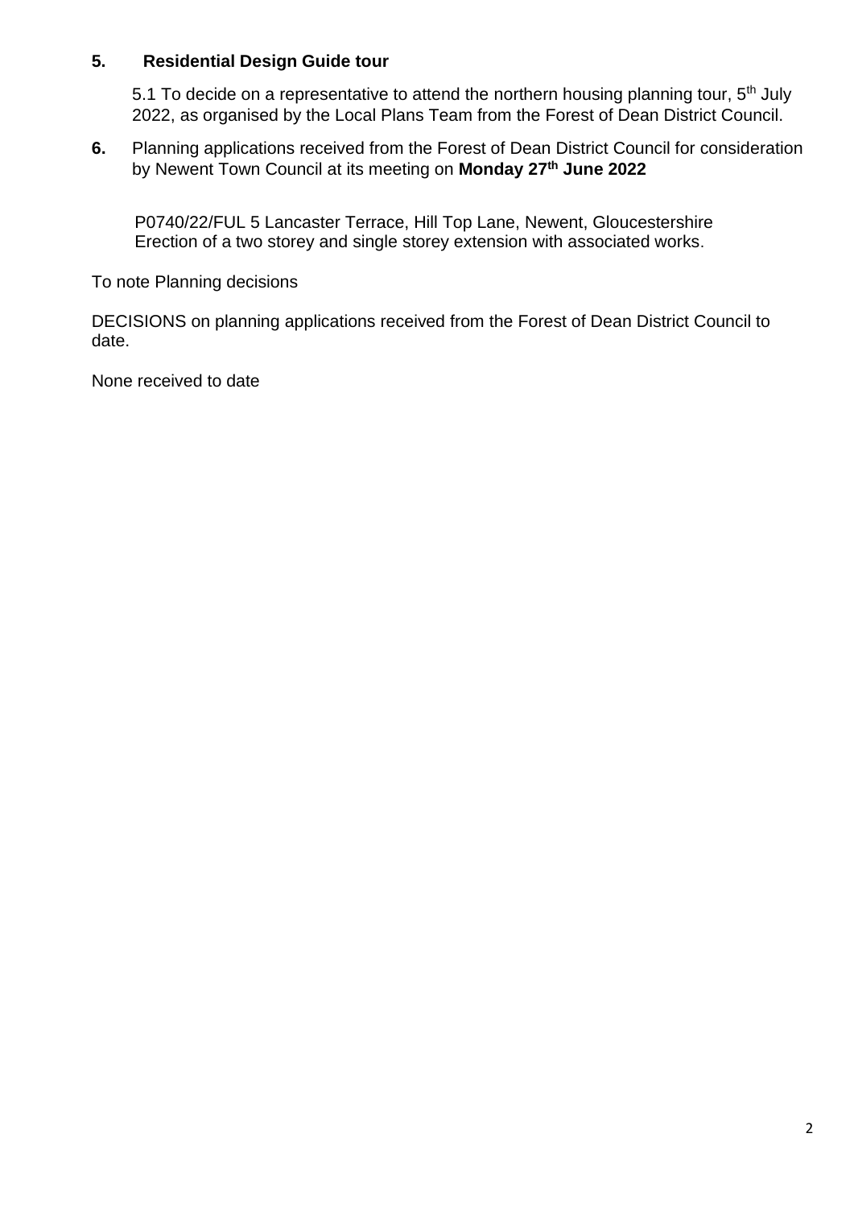**5. Residential Design Guide tour**

5.1 To decide on a representative to attend the northern housing planning tour, 5th July 2022, as organised by the Local Plans Team from the Forest of Dean District Council.

**6.** Planning applications received from the Forest of Dean District Council for consideration by Newent Town Council at its meeting on **Monday 27th June 2022**

P0740/22/FUL 5 Lancaster Terrace, Hill Top Lane, Newent, Gloucestershire
Erection of a two storey and single storey extension with associated works.

To note Planning decisions

DECISIONS on planning applications received from the Forest of Dean District Council to date.

None received to date